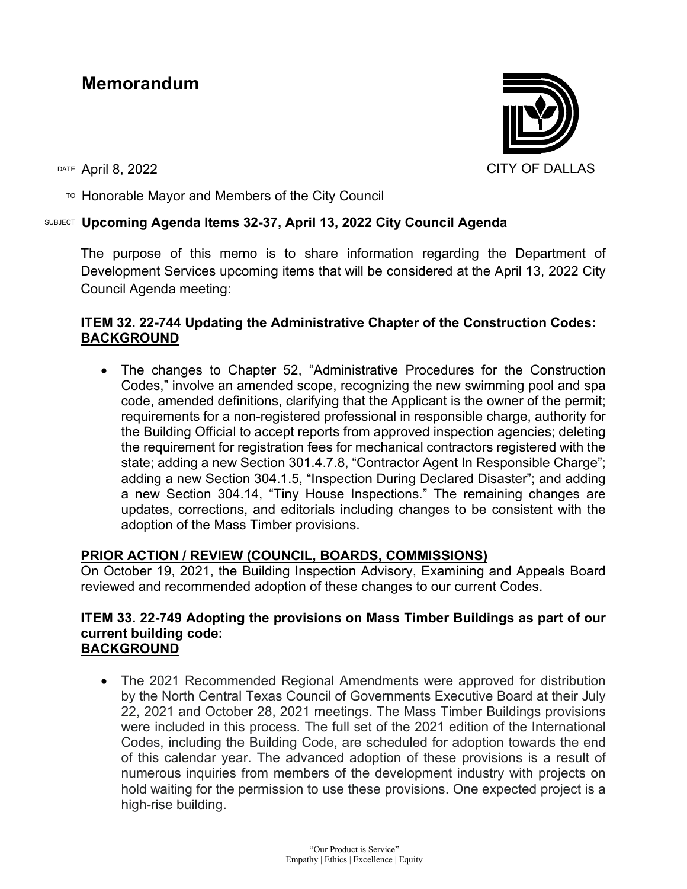# Memorandum

CITY OF DALLAS

DATE April 8, 2022

TO Honorable Mayor and Members of the City Council

SUBJECT **Upcoming Agenda Items 32-37, April 13, 2022 City Council Agenda**

The purpose of this memo is to share information regarding the Department of Development Services upcoming items that will be considered at the April 13, 2022 City Council Agenda meeting:

**ITEM 32. 22-744 Updating the Administrative Chapter of the Construction Codes:**
**<u>BACKGROUND</u>**

- The changes to Chapter 52, "Administrative Procedures for the Construction Codes," involve an amended scope, recognizing the new swimming pool and spa code, amended definitions, clarifying that the Applicant is the owner of the permit; requirements for a non-registered professional in responsible charge, authority for the Building Official to accept reports from approved inspection agencies; deleting the requirement for registration fees for mechanical contractors registered with the state; adding a new Section 301.4.7.8, "Contractor Agent In Responsible Charge"; adding a new Section 304.1.5, "Inspection During Declared Disaster"; and adding a new Section 304.14, "Tiny House Inspections." The remaining changes are updates, corrections, and editorials including changes to be consistent with the adoption of the Mass Timber provisions.

**<u>PRIOR ACTION / REVIEW (COUNCIL, BOARDS, COMMISSIONS)</u>**

On October 19, 2021, the Building Inspection Advisory, Examining and Appeals Board reviewed and recommended adoption of these changes to our current Codes.

**ITEM 33. 22-749 Adopting the provisions on Mass Timber Buildings as part of our current building code:**
**<u>BACKGROUND</u>**

- The 2021 Recommended Regional Amendments were approved for distribution by the North Central Texas Council of Governments Executive Board at their July 22, 2021 and October 28, 2021 meetings. The Mass Timber Buildings provisions were included in this process. The full set of the 2021 edition of the International Codes, including the Building Code, are scheduled for adoption towards the end of this calendar year. The advanced adoption of these provisions is a result of numerous inquiries from members of the development industry with projects on hold waiting for the permission to use these provisions. One expected project is a high-rise building.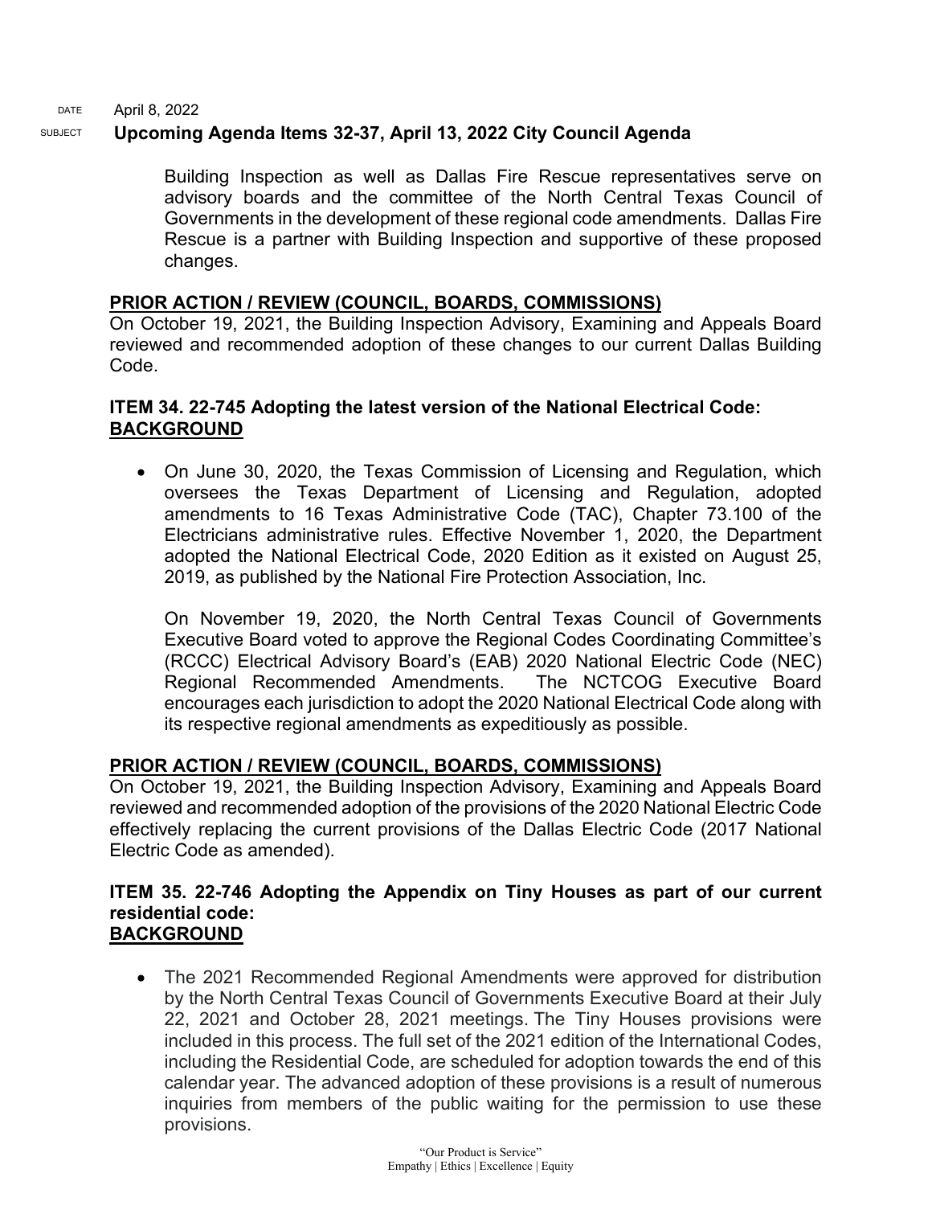Building Inspection as well as Dallas Fire Rescue representatives serve on advisory boards and the committee of the North Central Texas Council of Governments in the development of these regional code amendments. Dallas Fire Rescue is a partner with Building Inspection and supportive of these proposed changes.

**PRIOR ACTION / REVIEW (COUNCIL, BOARDS, COMMISSIONS)**

On October 19, 2021, the Building Inspection Advisory, Examining and Appeals Board reviewed and recommended adoption of these changes to our current Dallas Building Code.

**ITEM 34. 22-745 Adopting the latest version of the National Electrical Code:**
**BACKGROUND**

- On June 30, 2020, the Texas Commission of Licensing and Regulation, which oversees the Texas Department of Licensing and Regulation, adopted amendments to 16 Texas Administrative Code (TAC), Chapter 73.100 of the Electricians administrative rules. Effective November 1, 2020, the Department adopted the National Electrical Code, 2020 Edition as it existed on August 25, 2019, as published by the National Fire Protection Association, Inc.

  On November 19, 2020, the North Central Texas Council of Governments Executive Board voted to approve the Regional Codes Coordinating Committee's (RCCC) Electrical Advisory Board's (EAB) 2020 National Electric Code (NEC) Regional Recommended Amendments. The NCTCOG Executive Board encourages each jurisdiction to adopt the 2020 National Electrical Code along with its respective regional amendments as expeditiously as possible.

**PRIOR ACTION / REVIEW (COUNCIL, BOARDS, COMMISSIONS)**

On October 19, 2021, the Building Inspection Advisory, Examining and Appeals Board reviewed and recommended adoption of the provisions of the 2020 National Electric Code effectively replacing the current provisions of the Dallas Electric Code (2017 National Electric Code as amended).

**ITEM 35. 22-746 Adopting the Appendix on Tiny Houses as part of our current residential code:**
**BACKGROUND**

- The 2021 Recommended Regional Amendments were approved for distribution by the North Central Texas Council of Governments Executive Board at their July 22, 2021 and October 28, 2021 meetings. The Tiny Houses provisions were included in this process. The full set of the 2021 edition of the International Codes, including the Residential Code, are scheduled for adoption towards the end of this calendar year. The advanced adoption of these provisions is a result of numerous inquiries from members of the public waiting for the permission to use these provisions.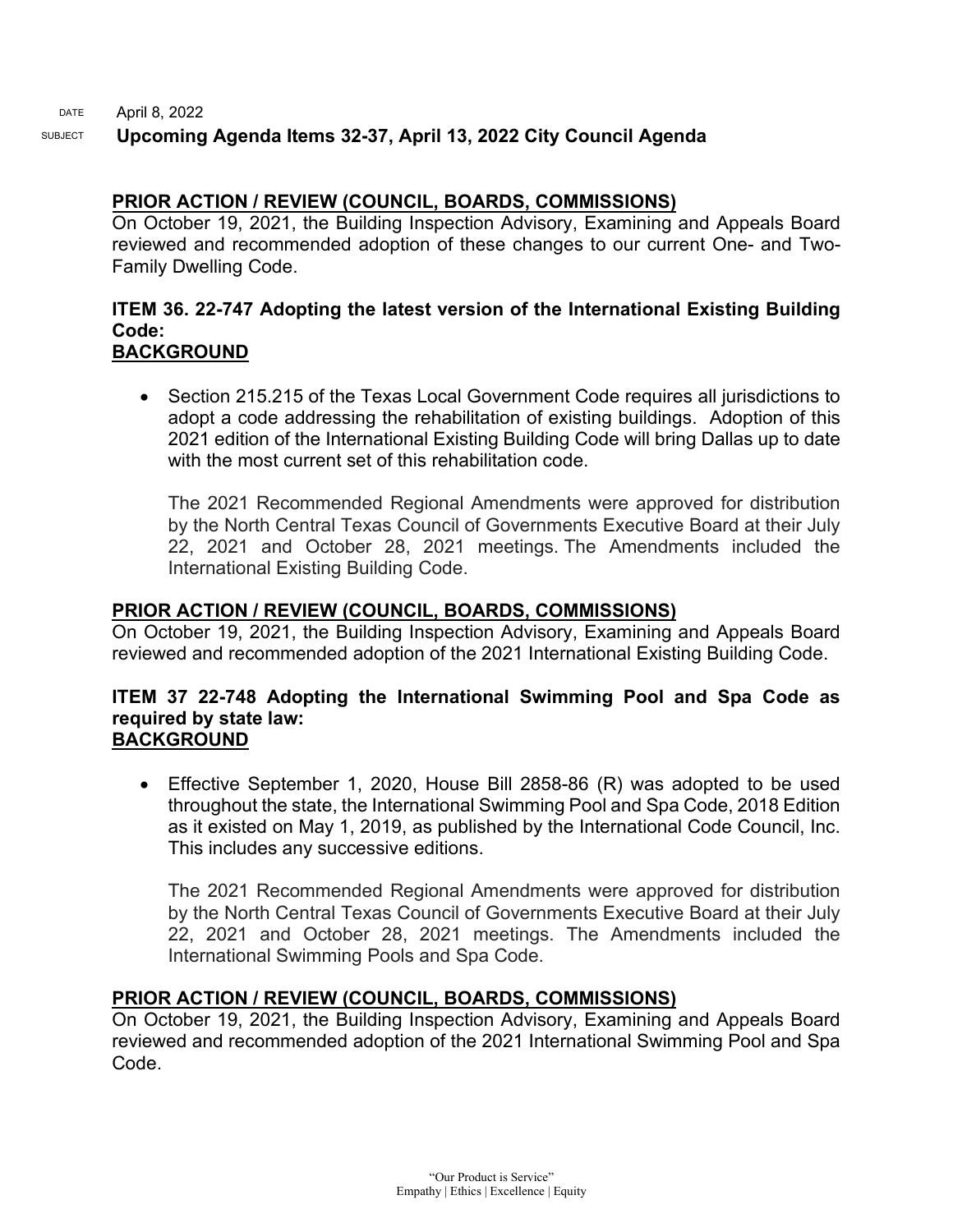DATE April 8, 2022

SUBJECT **Upcoming Agenda Items 32-37, April 13, 2022 City Council Agenda**

## PRIOR ACTION / REVIEW (COUNCIL, BOARDS, COMMISSIONS)

On October 19, 2021, the Building Inspection Advisory, Examining and Appeals Board reviewed and recommended adoption of these changes to our current One- and Two-Family Dwelling Code.

## ITEM 36. 22-747 Adopting the latest version of the International Existing Building Code:

## BACKGROUND

- Section 215.215 of the Texas Local Government Code requires all jurisdictions to adopt a code addressing the rehabilitation of existing buildings. Adoption of this 2021 edition of the International Existing Building Code will bring Dallas up to date with the most current set of this rehabilitation code.

  The 2021 Recommended Regional Amendments were approved for distribution by the North Central Texas Council of Governments Executive Board at their July 22, 2021 and October 28, 2021 meetings. The Amendments included the International Existing Building Code.

## PRIOR ACTION / REVIEW (COUNCIL, BOARDS, COMMISSIONS)

On October 19, 2021, the Building Inspection Advisory, Examining and Appeals Board reviewed and recommended adoption of the 2021 International Existing Building Code.

## ITEM 37 22-748 Adopting the International Swimming Pool and Spa Code as required by state law:

## BACKGROUND

- Effective September 1, 2020, House Bill 2858-86 (R) was adopted to be used throughout the state, the International Swimming Pool and Spa Code, 2018 Edition as it existed on May 1, 2019, as published by the International Code Council, Inc. This includes any successive editions.

  The 2021 Recommended Regional Amendments were approved for distribution by the North Central Texas Council of Governments Executive Board at their July 22, 2021 and October 28, 2021 meetings. The Amendments included the International Swimming Pools and Spa Code.

## PRIOR ACTION / REVIEW (COUNCIL, BOARDS, COMMISSIONS)

On October 19, 2021, the Building Inspection Advisory, Examining and Appeals Board reviewed and recommended adoption of the 2021 International Swimming Pool and Spa Code.

"Our Product is Service"
Empathy | Ethics | Excellence | Equity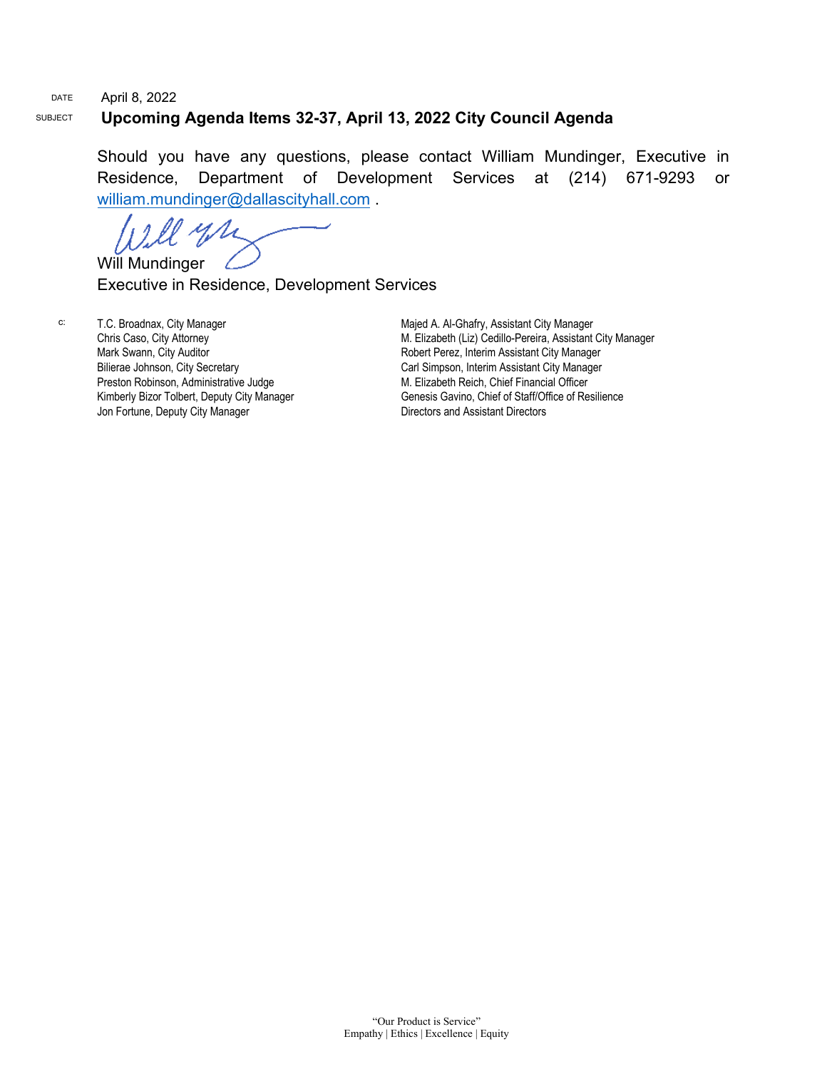DATE April 8, 2022

SUBJECT **Upcoming Agenda Items 32-37, April 13, 2022 City Council Agenda**

Should you have any questions, please contact William Mundinger, Executive in Residence, Department of Development Services at (214) 671-9293 or william.mundinger@dallascityhall.com .

Will Mundinger
Executive in Residence, Development Services

c: T.C. Broadnax, City Manager
Chris Caso, City Attorney
Mark Swann, City Auditor
Bilierae Johnson, City Secretary
Preston Robinson, Administrative Judge
Kimberly Bizor Tolbert, Deputy City Manager
Jon Fortune, Deputy City Manager
Majed A. Al-Ghafry, Assistant City Manager
M. Elizabeth (Liz) Cedillo-Pereira, Assistant City Manager
Robert Perez, Interim Assistant City Manager
Carl Simpson, Interim Assistant City Manager
M. Elizabeth Reich, Chief Financial Officer
Genesis Gavino, Chief of Staff/Office of Resilience
Directors and Assistant Directors

"Our Product is Service"
Empathy | Ethics | Excellence | Equity